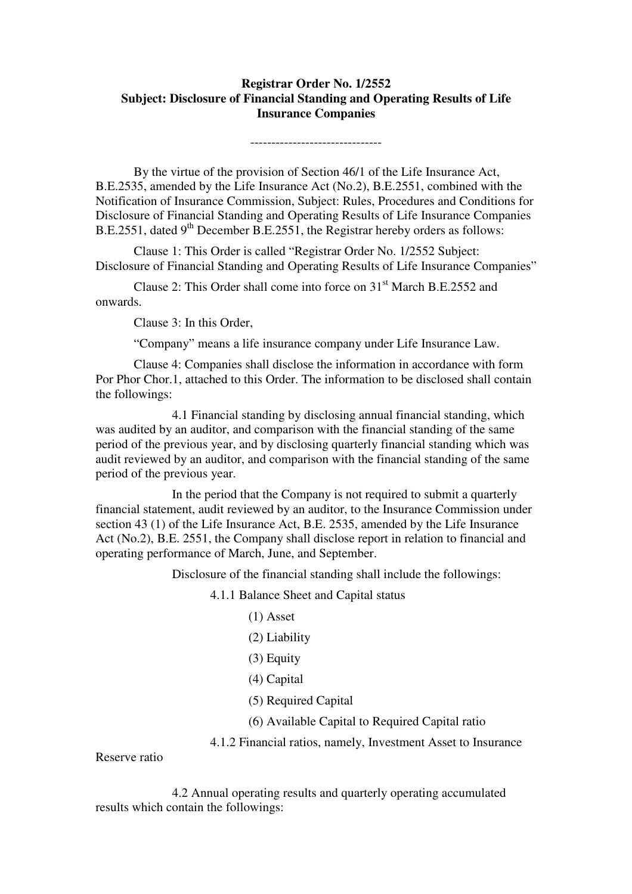**Registrar Order No. 1/2552**
**Subject: Disclosure of Financial Standing and Operating Results of Life Insurance Companies**

-------------------------------

By the virtue of the provision of Section 46/1 of the Life Insurance Act, B.E.2535, amended by the Life Insurance Act (No.2), B.E.2551, combined with the Notification of Insurance Commission, Subject: Rules, Procedures and Conditions for Disclosure of Financial Standing and Operating Results of Life Insurance Companies B.E.2551, dated 9th December B.E.2551, the Registrar hereby orders as follows:

Clause 1: This Order is called "Registrar Order No. 1/2552 Subject: Disclosure of Financial Standing and Operating Results of Life Insurance Companies"

Clause 2: This Order shall come into force on 31st March B.E.2552 and onwards.

Clause 3: In this Order,

"Company" means a life insurance company under Life Insurance Law.

Clause 4: Companies shall disclose the information in accordance with form Por Phor Chor.1, attached to this Order. The information to be disclosed shall contain the followings:

4.1 Financial standing by disclosing annual financial standing, which was audited by an auditor, and comparison with the financial standing of the same period of the previous year, and by disclosing quarterly financial standing which was audit reviewed by an auditor, and comparison with the financial standing of the same period of the previous year.

In the period that the Company is not required to submit a quarterly financial statement, audit reviewed by an auditor, to the Insurance Commission under section 43 (1) of the Life Insurance Act, B.E. 2535, amended by the Life Insurance Act (No.2), B.E. 2551, the Company shall disclose report in relation to financial and operating performance of March, June, and September.

Disclosure of the financial standing shall include the followings:

4.1.1 Balance Sheet and Capital status

(1) Asset

(2) Liability

(3) Equity

(4) Capital

(5) Required Capital

(6) Available Capital to Required Capital ratio

4.1.2 Financial ratios, namely, Investment Asset to Insurance Reserve ratio

4.2 Annual operating results and quarterly operating accumulated results which contain the followings: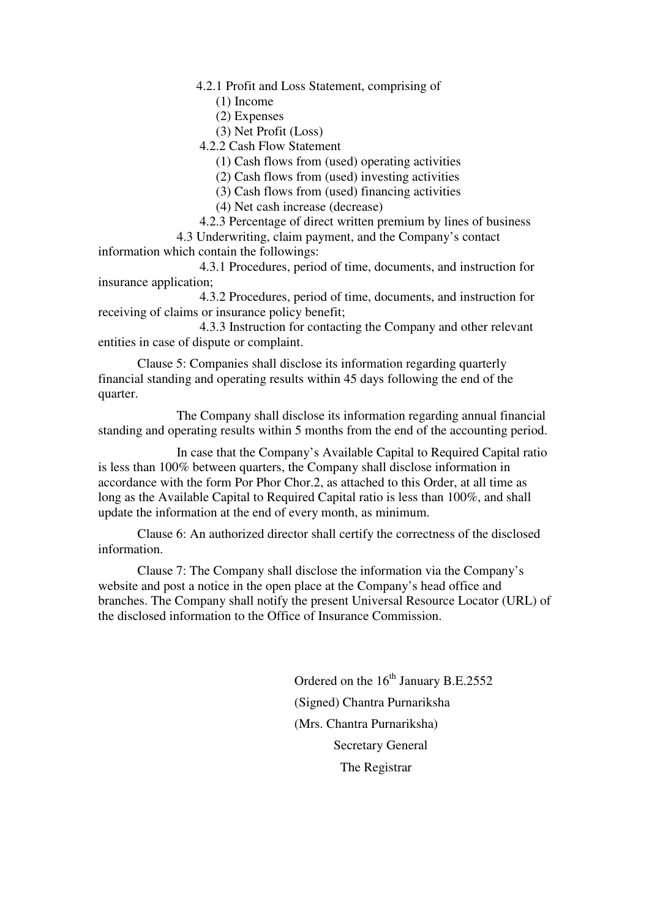4.2.1 Profit and Loss Statement, comprising of

(1) Income

(2) Expenses

(3) Net Profit (Loss)

4.2.2 Cash Flow Statement

(1) Cash flows from (used) operating activities

(2) Cash flows from (used) investing activities

(3) Cash flows from (used) financing activities

(4) Net cash increase (decrease)

4.2.3 Percentage of direct written premium by lines of business

4.3 Underwriting, claim payment, and the Company's contact information which contain the followings:

4.3.1 Procedures, period of time, documents, and instruction for insurance application;

4.3.2 Procedures, period of time, documents, and instruction for receiving of claims or insurance policy benefit;

4.3.3 Instruction for contacting the Company and other relevant entities in case of dispute or complaint.

Clause 5: Companies shall disclose its information regarding quarterly financial standing and operating results within 45 days following the end of the quarter.

The Company shall disclose its information regarding annual financial standing and operating results within 5 months from the end of the accounting period.

In case that the Company's Available Capital to Required Capital ratio is less than 100% between quarters, the Company shall disclose information in accordance with the form Por Phor Chor.2, as attached to this Order, at all time as long as the Available Capital to Required Capital ratio is less than 100%, and shall update the information at the end of every month, as minimum.

Clause 6: An authorized director shall certify the correctness of the disclosed information.

Clause 7: The Company shall disclose the information via the Company's website and post a notice in the open place at the Company's head office and branches. The Company shall notify the present Universal Resource Locator (URL) of the disclosed information to the Office of Insurance Commission.

Ordered on the 16th January B.E.2552

(Signed) Chantra Purnariksha

(Mrs. Chantra Purnariksha)

Secretary General

The Registrar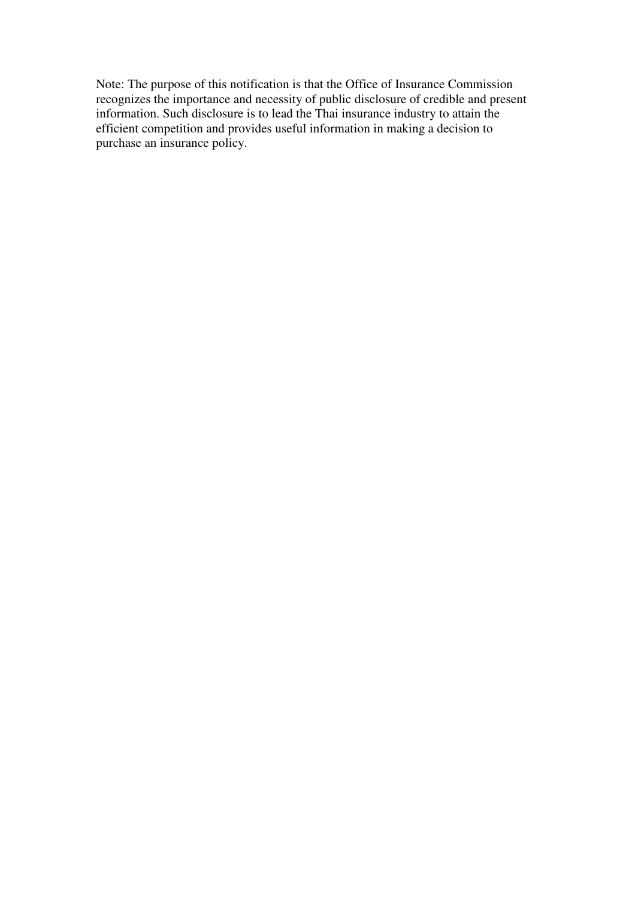Note: The purpose of this notification is that the Office of Insurance Commission recognizes the importance and necessity of public disclosure of credible and present information. Such disclosure is to lead the Thai insurance industry to attain the efficient competition and provides useful information in making a decision to purchase an insurance policy.